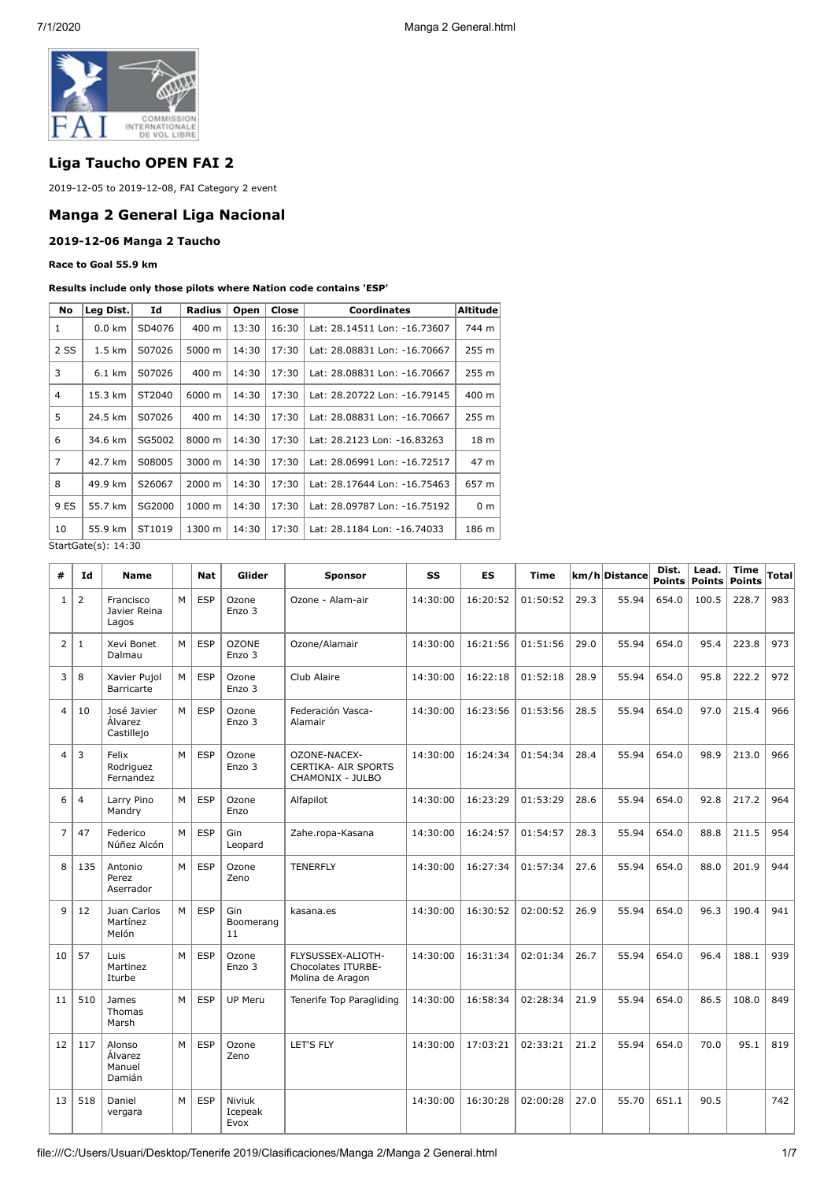## Liga Taucho OPEN FAI 2

2019-12-05 to 2019-12-08, FAI Category 2 event

## Manga 2 General Liga Nacional

### 2019-12-06 Manga 2 Taucho

**Race to Goal 55.9 km**

**Results include only those pilots where Nation code contains 'ESP'**

| No | Leg Dist. | Id | Radius | Open | Close | Coordinates | Altitude |
|---|---|---|---|---|---|---|---|
| 1 | 0.0 km | SD4076 | 400 m | 13:30 | 16:30 | Lat: 28.14511 Lon: -16.73607 | 744 m |
| 2 SS | 1.5 km | S07026 | 5000 m | 14:30 | 17:30 | Lat: 28.08831 Lon: -16.70667 | 255 m |
| 3 | 6.1 km | S07026 | 400 m | 14:30 | 17:30 | Lat: 28.08831 Lon: -16.70667 | 255 m |
| 4 | 15.3 km | ST2040 | 6000 m | 14:30 | 17:30 | Lat: 28.20722 Lon: -16.79145 | 400 m |
| 5 | 24.5 km | S07026 | 400 m | 14:30 | 17:30 | Lat: 28.08831 Lon: -16.70667 | 255 m |
| 6 | 34.6 km | SG5002 | 8000 m | 14:30 | 17:30 | Lat: 28.2123 Lon: -16.83263 | 18 m |
| 7 | 42.7 km | S08005 | 3000 m | 14:30 | 17:30 | Lat: 28.06991 Lon: -16.72517 | 47 m |
| 8 | 49.9 km | S26067 | 2000 m | 14:30 | 17:30 | Lat: 28.17644 Lon: -16.75463 | 657 m |
| 9 ES | 55.7 km | SG2000 | 1000 m | 14:30 | 17:30 | Lat: 28.09787 Lon: -16.75192 | 0 m |
| 10 | 55.9 km | ST1019 | 1300 m | 14:30 | 17:30 | Lat: 28.1184 Lon: -16.74033 | 186 m |

StartGate(s): 14:30

| # | Id | Name | | Nat | Glider | Sponsor | SS | ES | Time | km/h | Distance | Dist. Points | Lead. Points | Time Points | Total |
|---|---|---|---|---|---|---|---|---|---|---|---|---|---|---|---|
| 1 | 2 | Francisco Javier Reina Lagos | M | ESP | Ozone Enzo 3 | Ozone - Alam-air | 14:30:00 | 16:20:52 | 01:50:52 | 29.3 | 55.94 | 654.0 | 100.5 | 228.7 | 983 |
| 2 | 1 | Xevi Bonet Dalmau | M | ESP | OZONE Enzo 3 | Ozone/Alamair | 14:30:00 | 16:21:56 | 01:51:56 | 29.0 | 55.94 | 654.0 | 95.4 | 223.8 | 973 |
| 3 | 8 | Xavier Pujol Barricarte | M | ESP | Ozone Enzo 3 | Club Alaire | 14:30:00 | 16:22:18 | 01:52:18 | 28.9 | 55.94 | 654.0 | 95.8 | 222.2 | 972 |
| 4 | 10 | José Javier Álvarez Castillejo | M | ESP | Ozone Enzo 3 | Federación Vasca-Alamair | 14:30:00 | 16:23:56 | 01:53:56 | 28.5 | 55.94 | 654.0 | 97.0 | 215.4 | 966 |
| 4 | 3 | Felix Rodriguez Fernandez | M | ESP | Ozone Enzo 3 | OZONE-NACEX-CERTIKA- AIR SPORTS CHAMONIX - JULBO | 14:30:00 | 16:24:34 | 01:54:34 | 28.4 | 55.94 | 654.0 | 98.9 | 213.0 | 966 |
| 6 | 4 | Larry Pino Mandry | M | ESP | Ozone Enzo | Alfapilot | 14:30:00 | 16:23:29 | 01:53:29 | 28.6 | 55.94 | 654.0 | 92.8 | 217.2 | 964 |
| 7 | 47 | Federico Núñez Alcón | M | ESP | Gin Leopard | Zahe.ropa-Kasana | 14:30:00 | 16:24:57 | 01:54:57 | 28.3 | 55.94 | 654.0 | 88.8 | 211.5 | 954 |
| 8 | 135 | Antonio Perez Aserrador | M | ESP | Ozone Zeno | TENERFLY | 14:30:00 | 16:27:34 | 01:57:34 | 27.6 | 55.94 | 654.0 | 88.0 | 201.9 | 944 |
| 9 | 12 | Juan Carlos Martínez Melón | M | ESP | Gin Boomerang 11 | kasana.es | 14:30:00 | 16:30:52 | 02:00:52 | 26.9 | 55.94 | 654.0 | 96.3 | 190.4 | 941 |
| 10 | 57 | Luis Martinez Iturbe | M | ESP | Ozone Enzo 3 | FLYSUSSEX-ALIOTH-Chocolates ITURBE-Molina de Aragon | 14:30:00 | 16:31:34 | 02:01:34 | 26.7 | 55.94 | 654.0 | 96.4 | 188.1 | 939 |
| 11 | 510 | James Thomas Marsh | M | ESP | UP Meru | Tenerife Top Paragliding | 14:30:00 | 16:58:34 | 02:28:34 | 21.9 | 55.94 | 654.0 | 86.5 | 108.0 | 849 |
| 12 | 117 | Alonso Álvarez Manuel Damián | M | ESP | Ozone Zeno | LET'S FLY | 14:30:00 | 17:03:21 | 02:33:21 | 21.2 | 55.94 | 654.0 | 70.0 | 95.1 | 819 |
| 13 | 518 | Daniel vergara | M | ESP | Niviuk Icepeak Evox | | 14:30:00 | 16:30:28 | 02:00:28 | 27.0 | 55.70 | 651.1 | 90.5 | | 742 |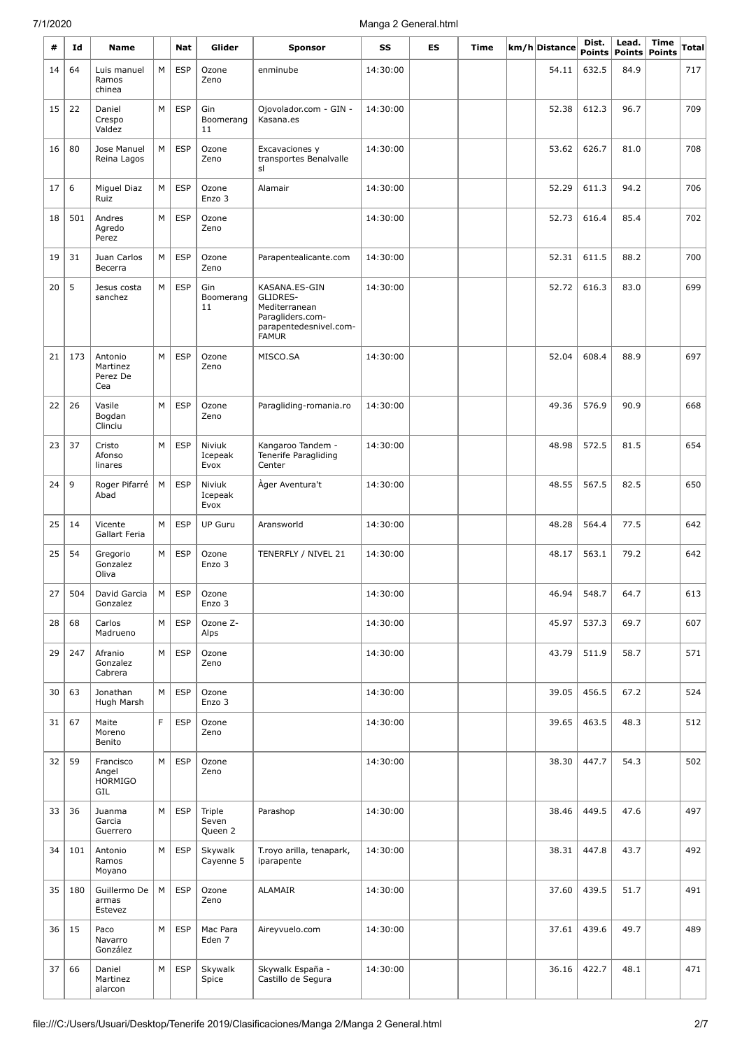| # | Id | Name | | Nat | Glider | Sponsor | SS | ES | Time | km/h | Distance | Dist. Points | Lead. Points | Time Points | Total |
|---|---|---|---|---|---|---|---|---|---|---|---|---|---|---|---|
| 14 | 64 | Luis manuel Ramos chinea | M | ESP | Ozone Zeno | enminube | 14:30:00 | | | | 54.11 | 632.5 | 84.9 | | 717 |
| 15 | 22 | Daniel Crespo Valdez | M | ESP | Gin Boomerang 11 | Ojovolador.com - GIN - Kasana.es | 14:30:00 | | | | 52.38 | 612.3 | 96.7 | | 709 |
| 16 | 80 | Jose Manuel Reina Lagos | M | ESP | Ozone Zeno | Excavaciones y transportes Benalvalle sl | 14:30:00 | | | | 53.62 | 626.7 | 81.0 | | 708 |
| 17 | 6 | Miguel Diaz Ruiz | M | ESP | Ozone Enzo 3 | Alamair | 14:30:00 | | | | 52.29 | 611.3 | 94.2 | | 706 |
| 18 | 501 | Andres Agredo Perez | M | ESP | Ozone Zeno | | 14:30:00 | | | | 52.73 | 616.4 | 85.4 | | 702 |
| 19 | 31 | Juan Carlos Becerra | M | ESP | Ozone Zeno | Parapentealicante.com | 14:30:00 | | | | 52.31 | 611.5 | 88.2 | | 700 |
| 20 | 5 | Jesus costa sanchez | M | ESP | Gin Boomerang 11 | KASANA.ES-GIN GLIDRES-Mediterranean Paragliders.com-parapentedesnivel.com-FAMUR | 14:30:00 | | | | 52.72 | 616.3 | 83.0 | | 699 |
| 21 | 173 | Antonio Martinez Perez De Cea | M | ESP | Ozone Zeno | MISCO.SA | 14:30:00 | | | | 52.04 | 608.4 | 88.9 | | 697 |
| 22 | 26 | Vasile Bogdan Clinciu | M | ESP | Ozone Zeno | Paragliding-romania.ro | 14:30:00 | | | | 49.36 | 576.9 | 90.9 | | 668 |
| 23 | 37 | Cristo Afonso linares | M | ESP | Niviuk Icepeak Evox | Kangaroo Tandem - Tenerife Paragliding Center | 14:30:00 | | | | 48.98 | 572.5 | 81.5 | | 654 |
| 24 | 9 | Roger Pifarré Abad | M | ESP | Niviuk Icepeak Evox | Àger Aventura't | 14:30:00 | | | | 48.55 | 567.5 | 82.5 | | 650 |
| 25 | 14 | Vicente Gallart Feria | M | ESP | UP Guru | Aransworld | 14:30:00 | | | | 48.28 | 564.4 | 77.5 | | 642 |
| 25 | 54 | Gregorio Gonzalez Oliva | M | ESP | Ozone Enzo 3 | TENERFLY / NIVEL 21 | 14:30:00 | | | | 48.17 | 563.1 | 79.2 | | 642 |
| 27 | 504 | David Garcia Gonzalez | M | ESP | Ozone Enzo 3 | | 14:30:00 | | | | 46.94 | 548.7 | 64.7 | | 613 |
| 28 | 68 | Carlos Madrueno | M | ESP | Ozone Z-Alps | | 14:30:00 | | | | 45.97 | 537.3 | 69.7 | | 607 |
| 29 | 247 | Afranio Gonzalez Cabrera | M | ESP | Ozone Zeno | | 14:30:00 | | | | 43.79 | 511.9 | 58.7 | | 571 |
| 30 | 63 | Jonathan Hugh Marsh | M | ESP | Ozone Enzo 3 | | 14:30:00 | | | | 39.05 | 456.5 | 67.2 | | 524 |
| 31 | 67 | Maite Moreno Benito | F | ESP | Ozone Zeno | | 14:30:00 | | | | 39.65 | 463.5 | 48.3 | | 512 |
| 32 | 59 | Francisco Angel HORMIGO GIL | M | ESP | Ozone Zeno | | 14:30:00 | | | | 38.30 | 447.7 | 54.3 | | 502 |
| 33 | 36 | Juanma Garcia Guerrero | M | ESP | Triple Seven Queen 2 | Parashop | 14:30:00 | | | | 38.46 | 449.5 | 47.6 | | 497 |
| 34 | 101 | Antonio Ramos Moyano | M | ESP | Skywalk Cayenne 5 | T.royo arilla, tenapark, iparapente | 14:30:00 | | | | 38.31 | 447.8 | 43.7 | | 492 |
| 35 | 180 | Guillermo De armas Estevez | M | ESP | Ozone Zeno | ALAMAIR | 14:30:00 | | | | 37.60 | 439.5 | 51.7 | | 491 |
| 36 | 15 | Paco Navarro González | M | ESP | Mac Para Eden 7 | Aireyvuelo.com | 14:30:00 | | | | 37.61 | 439.6 | 49.7 | | 489 |
| 37 | 66 | Daniel Martinez alarcon | M | ESP | Skywalk Spice | Skywalk España - Castillo de Segura | 14:30:00 | | | | 36.16 | 422.7 | 48.1 | | 471 |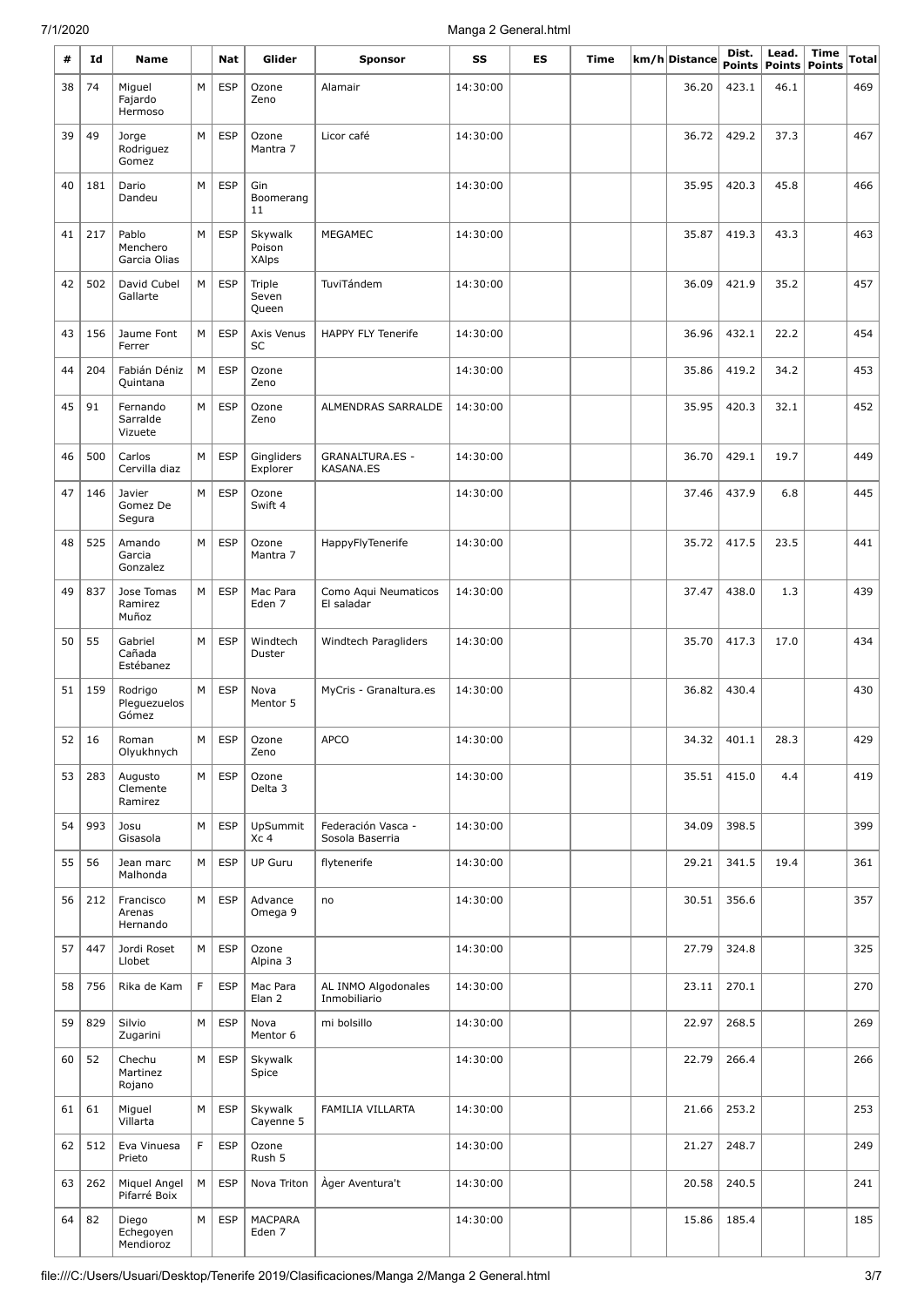| # | Id | Name | | Nat | Glider | Sponsor | SS | ES | Time | km/h | Distance | Dist. Points | Lead. Points | Time Points | Total |
|---|---|---|---|---|---|---|---|---|---|---|---|---|---|---|---|
| 38 | 74 | Miguel Fajardo Hermoso | M | ESP | Ozone Zeno | Alamair | 14:30:00 | | | | 36.20 | 423.1 | 46.1 | | 469 |
| 39 | 49 | Jorge Rodriguez Gomez | M | ESP | Ozone Mantra 7 | Licor café | 14:30:00 | | | | 36.72 | 429.2 | 37.3 | | 467 |
| 40 | 181 | Dario Dandeu | M | ESP | Gin Boomerang 11 | | 14:30:00 | | | | 35.95 | 420.3 | 45.8 | | 466 |
| 41 | 217 | Pablo Menchero Garcia Olias | M | ESP | Skywalk Poison XAlps | MEGAMEC | 14:30:00 | | | | 35.87 | 419.3 | 43.3 | | 463 |
| 42 | 502 | David Cubel Gallarte | M | ESP | Triple Seven Queen | TuviTándem | 14:30:00 | | | | 36.09 | 421.9 | 35.2 | | 457 |
| 43 | 156 | Jaume Font Ferrer | M | ESP | Axis Venus SC | HAPPY FLY Tenerife | 14:30:00 | | | | 36.96 | 432.1 | 22.2 | | 454 |
| 44 | 204 | Fabián Déniz Quintana | M | ESP | Ozone Zeno | | 14:30:00 | | | | 35.86 | 419.2 | 34.2 | | 453 |
| 45 | 91 | Fernando Sarralde Vizuete | M | ESP | Ozone Zeno | ALMENDRAS SARRALDE | 14:30:00 | | | | 35.95 | 420.3 | 32.1 | | 452 |
| 46 | 500 | Carlos Cervilla diaz | M | ESP | Gingliders Explorer | GRANALTURA.ES - KASANA.ES | 14:30:00 | | | | 36.70 | 429.1 | 19.7 | | 449 |
| 47 | 146 | Javier Gomez De Segura | M | ESP | Ozone Swift 4 | | 14:30:00 | | | | 37.46 | 437.9 | 6.8 | | 445 |
| 48 | 525 | Amando Garcia Gonzalez | M | ESP | Ozone Mantra 7 | HappyFlyTenerife | 14:30:00 | | | | 35.72 | 417.5 | 23.5 | | 441 |
| 49 | 837 | Jose Tomas Ramirez Muñoz | M | ESP | Mac Para Eden 7 | Como Aqui Neumaticos El saladar | 14:30:00 | | | | 37.47 | 438.0 | 1.3 | | 439 |
| 50 | 55 | Gabriel Cañada Estébanez | M | ESP | Windtech Duster | Windtech Paragliders | 14:30:00 | | | | 35.70 | 417.3 | 17.0 | | 434 |
| 51 | 159 | Rodrigo Pleguezuelos Gómez | M | ESP | Nova Mentor 5 | MyCris - Granaltura.es | 14:30:00 | | | | 36.82 | 430.4 | | | 430 |
| 52 | 16 | Roman Olyukhnych | M | ESP | Ozone Zeno | APCO | 14:30:00 | | | | 34.32 | 401.1 | 28.3 | | 429 |
| 53 | 283 | Augusto Clemente Ramirez | M | ESP | Ozone Delta 3 | | 14:30:00 | | | | 35.51 | 415.0 | 4.4 | | 419 |
| 54 | 993 | Josu Gisasola | M | ESP | UpSummit Xc 4 | Federación Vasca - Sosola Baserria | 14:30:00 | | | | 34.09 | 398.5 | | | 399 |
| 55 | 56 | Jean marc Malhonda | M | ESP | UP Guru | flytenerife | 14:30:00 | | | | 29.21 | 341.5 | 19.4 | | 361 |
| 56 | 212 | Francisco Arenas Hernando | M | ESP | Advance Omega 9 | no | 14:30:00 | | | | 30.51 | 356.6 | | | 357 |
| 57 | 447 | Jordi Roset Llobet | M | ESP | Ozone Alpina 3 | | 14:30:00 | | | | 27.79 | 324.8 | | | 325 |
| 58 | 756 | Rika de Kam | F | ESP | Mac Para Elan 2 | AL INMO Algodonales Inmobiliario | 14:30:00 | | | | 23.11 | 270.1 | | | 270 |
| 59 | 829 | Silvio Zugarini | M | ESP | Nova Mentor 6 | mi bolsillo | 14:30:00 | | | | 22.97 | 268.5 | | | 269 |
| 60 | 52 | Chechu Martinez Rojano | M | ESP | Skywalk Spice | | 14:30:00 | | | | 22.79 | 266.4 | | | 266 |
| 61 | 61 | Miguel Villarta | M | ESP | Skywalk Cayenne 5 | FAMILIA VILLARTA | 14:30:00 | | | | 21.66 | 253.2 | | | 253 |
| 62 | 512 | Eva Vinuesa Prieto | F | ESP | Ozone Rush 5 | | 14:30:00 | | | | 21.27 | 248.7 | | | 249 |
| 63 | 262 | Miquel Angel Pifarré Boix | M | ESP | Nova Triton | Àger Aventura't | 14:30:00 | | | | 20.58 | 240.5 | | | 241 |
| 64 | 82 | Diego Echegoyen Mendioroz | M | ESP | MACPARA Eden 7 | | 14:30:00 | | | | 15.86 | 185.4 | | | 185 |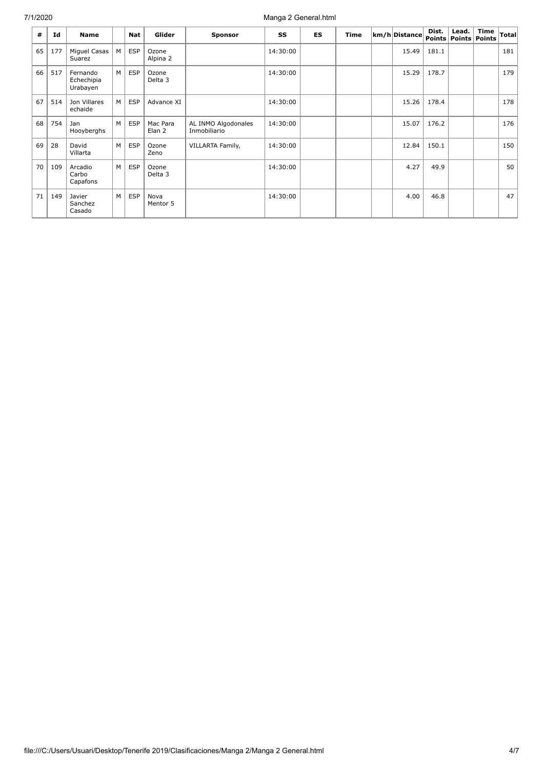| # | Id | Name | | Nat | Glider | Sponsor | SS | ES | Time | km/h | Distance | Dist. Points | Lead. Points | Time Points | Total |
|---|---|---|---|---|---|---|---|---|---|---|---|---|---|---|---|
| 65 | 177 | Miguel Casas Suarez | M | ESP | Ozone Alpina 2 | | 14:30:00 | | | | 15.49 | 181.1 | | | 181 |
| 66 | 517 | Fernando Echechipia Urabayen | M | ESP | Ozone Delta 3 | | 14:30:00 | | | | 15.29 | 178.7 | | | 179 |
| 67 | 514 | Jon Villares echaide | M | ESP | Advance XI | | 14:30:00 | | | | 15.26 | 178.4 | | | 178 |
| 68 | 754 | Jan Hooyberghs | M | ESP | Mac Para Elan 2 | AL INMO Algodonales Inmobiliario | 14:30:00 | | | | 15.07 | 176.2 | | | 176 |
| 69 | 28 | David Villarta | M | ESP | Ozone Zeno | VILLARTA Family, | 14:30:00 | | | | 12.84 | 150.1 | | | 150 |
| 70 | 109 | Arcadio Carbo Capafons | M | ESP | Ozone Delta 3 | | 14:30:00 | | | | 4.27 | 49.9 | | | 50 |
| 71 | 149 | Javier Sanchez Casado | M | ESP | Nova Mentor 5 | | 14:30:00 | | | | 4.00 | 46.8 | | | 47 |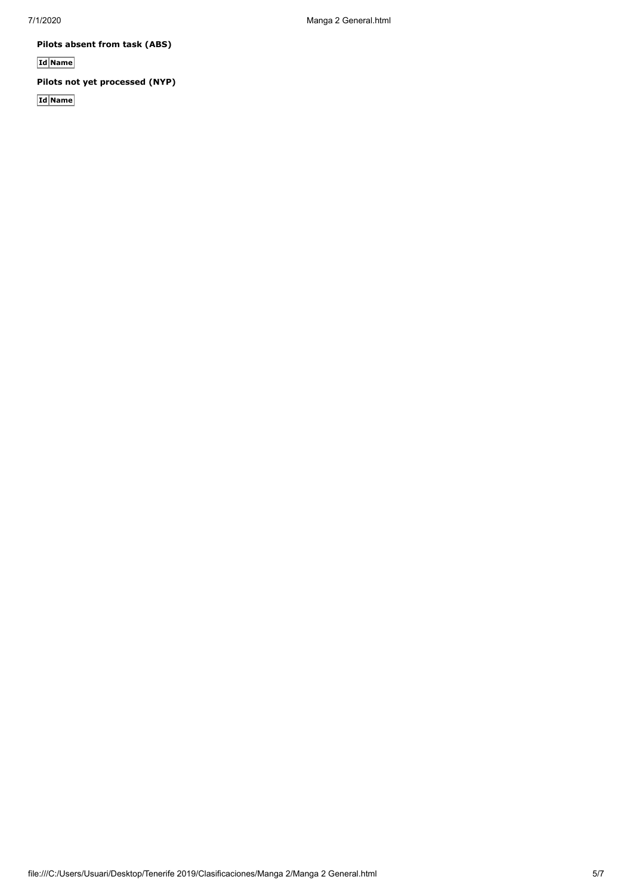**Pilots absent from task (ABS)**

| Id | Name |
| --- | --- |

**Pilots not yet processed (NYP)**

| Id | Name |
| --- | --- |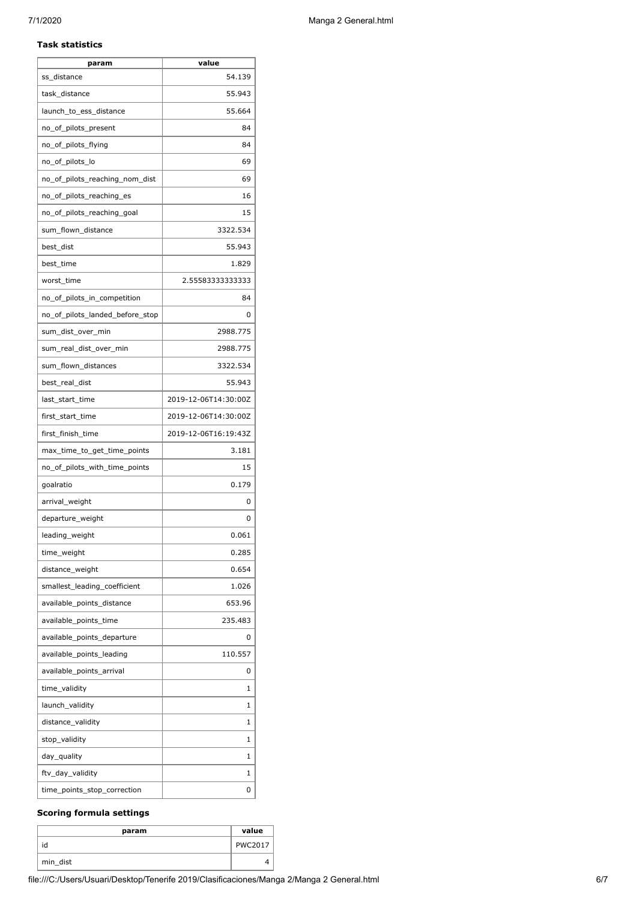**Task statistics**

| param | value |
|---|---|
| ss_distance | 54.139 |
| task_distance | 55.943 |
| launch_to_ess_distance | 55.664 |
| no_of_pilots_present | 84 |
| no_of_pilots_flying | 84 |
| no_of_pilots_lo | 69 |
| no_of_pilots_reaching_nom_dist | 69 |
| no_of_pilots_reaching_es | 16 |
| no_of_pilots_reaching_goal | 15 |
| sum_flown_distance | 3322.534 |
| best_dist | 55.943 |
| best_time | 1.829 |
| worst_time | 2.55583333333333 |
| no_of_pilots_in_competition | 84 |
| no_of_pilots_landed_before_stop | 0 |
| sum_dist_over_min | 2988.775 |
| sum_real_dist_over_min | 2988.775 |
| sum_flown_distances | 3322.534 |
| best_real_dist | 55.943 |
| last_start_time | 2019-12-06T14:30:00Z |
| first_start_time | 2019-12-06T14:30:00Z |
| first_finish_time | 2019-12-06T16:19:43Z |
| max_time_to_get_time_points | 3.181 |
| no_of_pilots_with_time_points | 15 |
| goalratio | 0.179 |
| arrival_weight | 0 |
| departure_weight | 0 |
| leading_weight | 0.061 |
| time_weight | 0.285 |
| distance_weight | 0.654 |
| smallest_leading_coefficient | 1.026 |
| available_points_distance | 653.96 |
| available_points_time | 235.483 |
| available_points_departure | 0 |
| available_points_leading | 110.557 |
| available_points_arrival | 0 |
| time_validity | 1 |
| launch_validity | 1 |
| distance_validity | 1 |
| stop_validity | 1 |
| day_quality | 1 |
| ftv_day_validity | 1 |
| time_points_stop_correction | 0 |

**Scoring formula settings**

| param | value |
|---|---|
| id | PWC2017 |
| min_dist | 4 |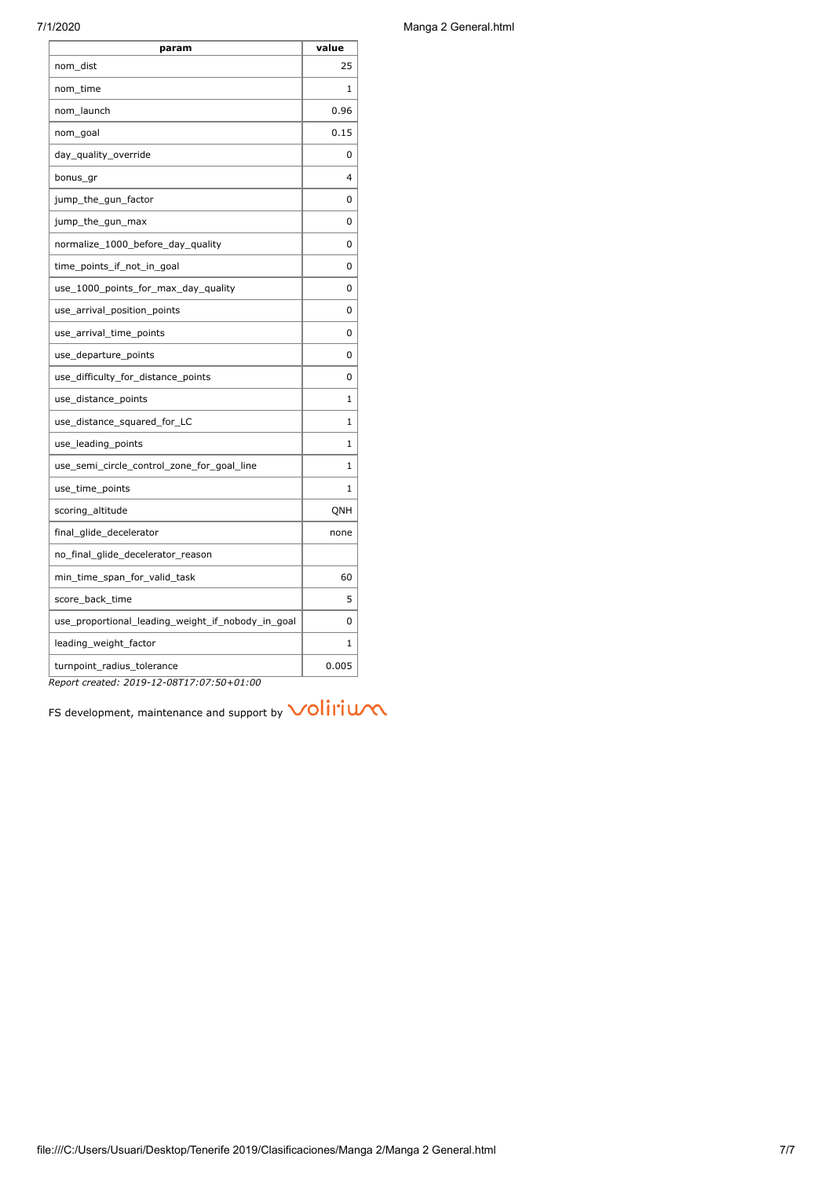| param | value |
|---|---|
| nom_dist | 25 |
| nom_time | 1 |
| nom_launch | 0.96 |
| nom_goal | 0.15 |
| day_quality_override | 0 |
| bonus_gr | 4 |
| jump_the_gun_factor | 0 |
| jump_the_gun_max | 0 |
| normalize_1000_before_day_quality | 0 |
| time_points_if_not_in_goal | 0 |
| use_1000_points_for_max_day_quality | 0 |
| use_arrival_position_points | 0 |
| use_arrival_time_points | 0 |
| use_departure_points | 0 |
| use_difficulty_for_distance_points | 0 |
| use_distance_points | 1 |
| use_distance_squared_for_LC | 1 |
| use_leading_points | 1 |
| use_semi_circle_control_zone_for_goal_line | 1 |
| use_time_points | 1 |
| scoring_altitude | QNH |
| final_glide_decelerator | none |
| no_final_glide_decelerator_reason | |
| min_time_span_for_valid_task | 60 |
| score_back_time | 5 |
| use_proportional_leading_weight_if_nobody_in_goal | 0 |
| leading_weight_factor | 1 |
| turnpoint_radius_tolerance | 0.005 |

*Report created: 2019-12-08T17:07:50+01:00*

FS development, maintenance and support by volirium